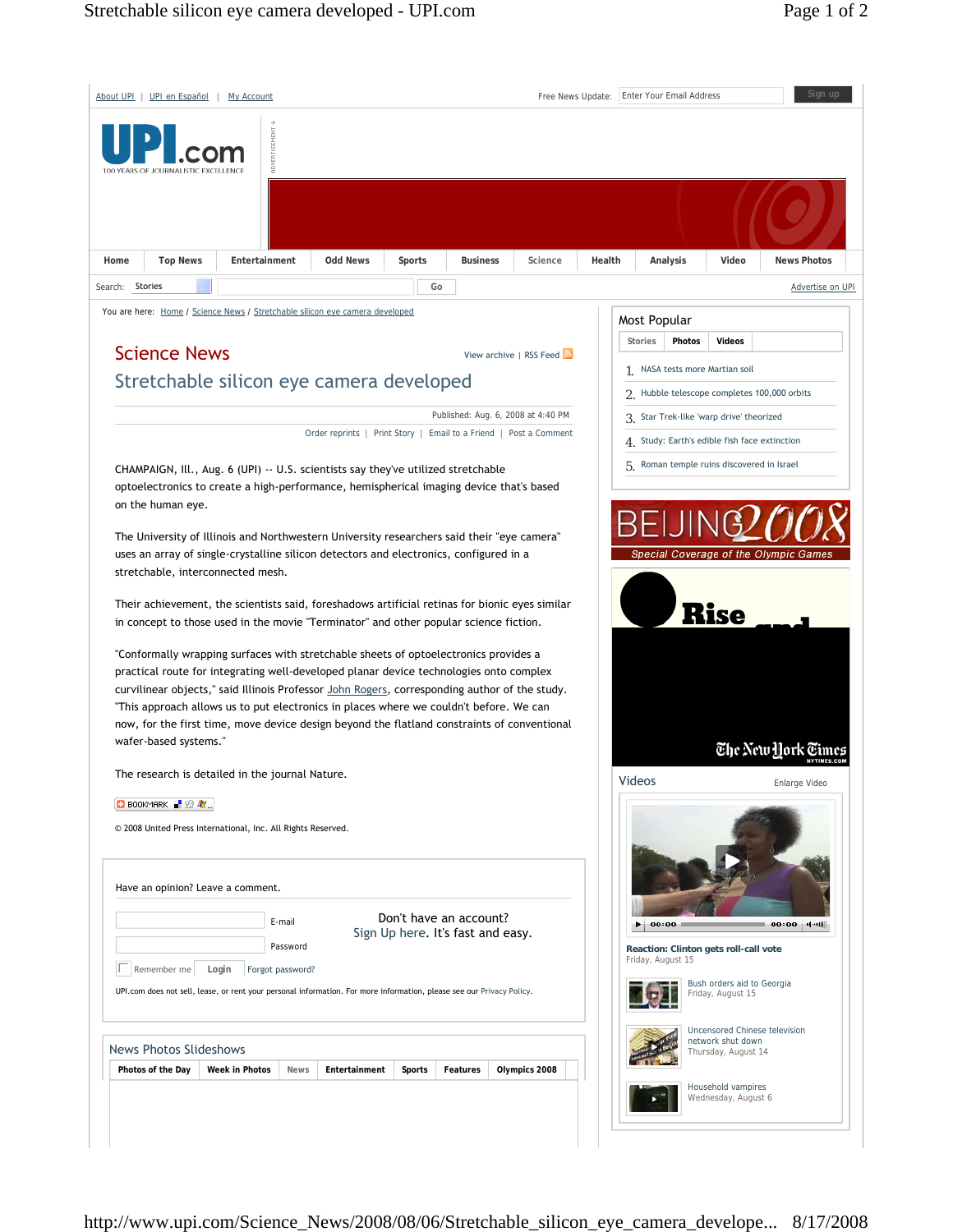About UPI | UPI en Español | My Account

Free News Update: Enter Your Email Address Sign up

UPI.com
100 YEARS OF JOURNALISTIC EXCELLENCE

Home | Top News | Entertainment | Odd News | Sports | Business | Science | Health | Analysis | Video | News Photos

Search: Stories Go

Advertise on UPI

You are here: Home / Science News / Stretchable silicon eye camera developed

# Science News

View archive | RSS Feed

## Stretchable silicon eye camera developed

Published: Aug. 6, 2008 at 4:40 PM

Order reprints | Print Story | Email to a Friend | Post a Comment

CHAMPAIGN, Ill., Aug. 6 (UPI) -- U.S. scientists say they've utilized stretchable optoelectronics to create a high-performance, hemispherical imaging device that's based on the human eye.

The University of Illinois and Northwestern University researchers said their "eye camera" uses an array of single-crystalline silicon detectors and electronics, configured in a stretchable, interconnected mesh.

Their achievement, the scientists said, foreshadows artificial retinas for bionic eyes similar in concept to those used in the movie "Terminator" and other popular science fiction.

"Conformally wrapping surfaces with stretchable sheets of optoelectronics provides a practical route for integrating well-developed planar device technologies onto complex curvilinear objects," said Illinois Professor John Rogers, corresponding author of the study. "This approach allows us to put electronics in places where we couldn't before. We can now, for the first time, move device design beyond the flatland constraints of conventional wafer-based systems."

The research is detailed in the journal Nature.

BOOKMARK

© 2008 United Press International, Inc. All Rights Reserved.

Have an opinion? Leave a comment.

E-mail

Password

Remember me Login Forgot password?

Don't have an account?
Sign Up here. It's fast and easy.

UPI.com does not sell, lease, or rent your personal information. For more information, please see our Privacy Policy.

### News Photos Slideshows

Photos of the Day | Week in Photos | News | Entertainment | Sports | Features | Olympics 2008

### Most Popular

Stories | Photos | Videos

1. NASA tests more Martian soil
2. Hubble telescope completes 100,000 orbits
3. Star Trek-like 'warp drive' theorized
4. Study: Earth's edible fish face extinction
5. Roman temple ruins discovered in Israel

BEIJING 2008
Special Coverage of the Olympic Games

Rise
The New York Times NYTIMES.COM

### Videos

Enlarge Video

00:00 00:00

Reaction: Clinton gets roll-call vote
Friday, August 15

Bush orders aid to Georgia
Friday, August 15

Uncensored Chinese television network shut down
Thursday, August 14

Household vampires
Wednesday, August 6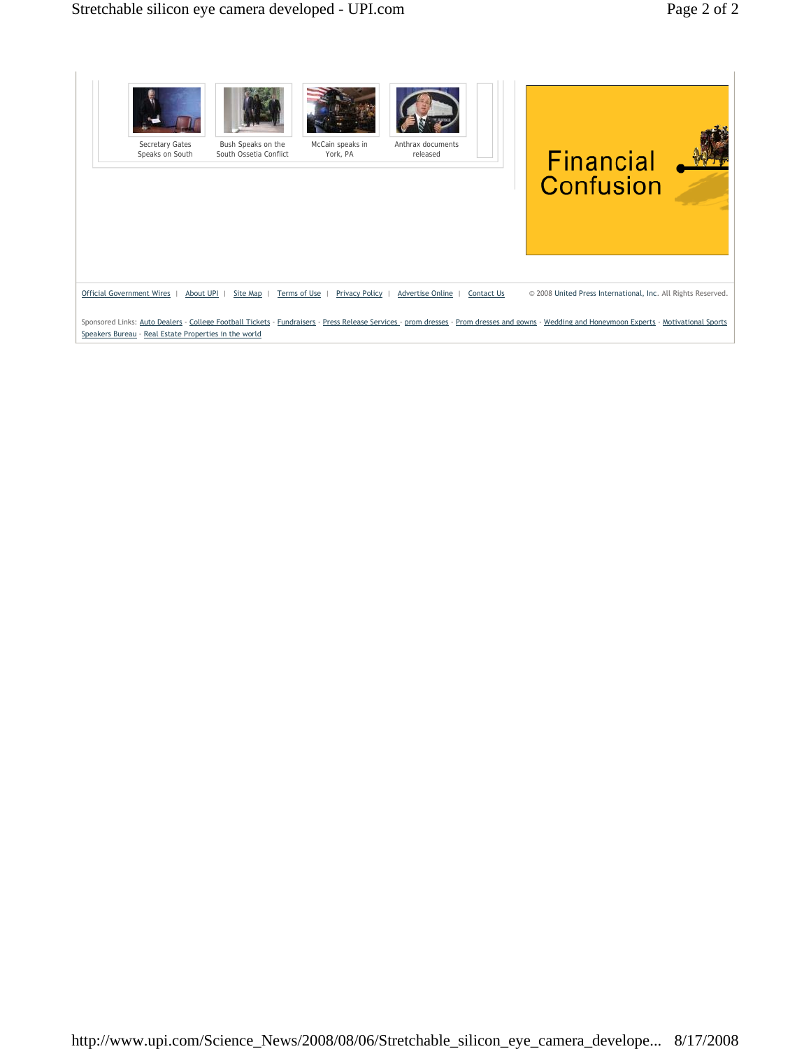Secretary Gates Speaks on South

Bush Speaks on the South Ossetia Conflict

McCain speaks in York, PA

Anthrax documents released

Financial Confusion

Official Government Wires | About UPI | Site Map | Terms of Use | Privacy Policy | Advertise Online | Contact Us

© 2008 United Press International, Inc. All Rights Reserved.

Sponsored Links: Auto Dealers - College Football Tickets - Fundraisers - Press Release Services - prom dresses - Prom dresses and gowns - Wedding and Honeymoon Experts - Motivational Sports Speakers Bureau - Real Estate Properties in the world